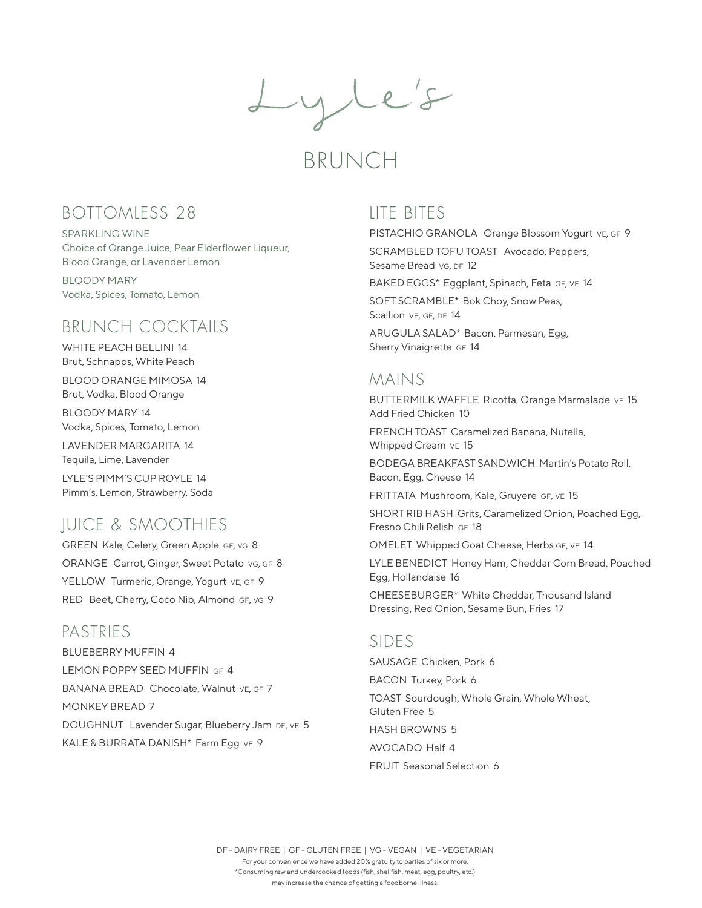# Lyle's

## BRUNCH

### BOTTOMLESS 28

SPARKLING WINE
Choice of Orange Juice, Pear Elderflower Liqueur, Blood Orange, or Lavender Lemon

BLOODY MARY
Vodka, Spices, Tomato, Lemon

### BRUNCH COCKTAILS

WHITE PEACH BELLINI 14
Brut, Schnapps, White Peach

BLOOD ORANGE MIMOSA 14
Brut, Vodka, Blood Orange

BLOODY MARY 14
Vodka, Spices, Tomato, Lemon

LAVENDER MARGARITA 14
Tequila, Lime, Lavender

LYLE'S PIMM'S CUP ROYLE 14
Pimm's, Lemon, Strawberry, Soda

### JUICE & SMOOTHIES

GREEN Kale, Celery, Green Apple GF, VG 8

ORANGE Carrot, Ginger, Sweet Potato VG, GF 8

YELLOW Turmeric, Orange, Yogurt VE, GF 9

RED Beet, Cherry, Coco Nib, Almond GF, VG 9

### PASTRIES

BLUEBERRY MUFFIN 4

LEMON POPPY SEED MUFFIN GF 4

BANANA BREAD Chocolate, Walnut VE, GF 7

MONKEY BREAD 7

DOUGHNUT Lavender Sugar, Blueberry Jam DF, VE 5

KALE & BURRATA DANISH* Farm Egg VE 9

### LITE BITES

PISTACHIO GRANOLA Orange Blossom Yogurt VE, GF 9

SCRAMBLED TOFU TOAST Avocado, Peppers, Sesame Bread VG, DF 12

BAKED EGGS* Eggplant, Spinach, Feta GF, VE 14

SOFT SCRAMBLE* Bok Choy, Snow Peas, Scallion VE, GF, DF 14

ARUGULA SALAD* Bacon, Parmesan, Egg, Sherry Vinaigrette GF 14

### MAINS

BUTTERMILK WAFFLE Ricotta, Orange Marmalade VE 15
Add Fried Chicken 10

FRENCH TOAST Caramelized Banana, Nutella, Whipped Cream VE 15

BODEGA BREAKFAST SANDWICH Martin's Potato Roll, Bacon, Egg, Cheese 14

FRITTATA Mushroom, Kale, Gruyere GF, VE 15

SHORT RIB HASH Grits, Caramelized Onion, Poached Egg, Fresno Chili Relish GF 18

OMELET Whipped Goat Cheese, Herbs GF, VE 14

LYLE BENEDICT Honey Ham, Cheddar Corn Bread, Poached Egg, Hollandaise 16

CHEESEBURGER* White Cheddar, Thousand Island Dressing, Red Onion, Sesame Bun, Fries 17

### SIDES

SAUSAGE Chicken, Pork 6

BACON Turkey, Pork 6

TOAST Sourdough, Whole Grain, Whole Wheat, Gluten Free 5

HASH BROWNS 5

AVOCADO Half 4

FRUIT Seasonal Selection 6

DF - DAIRY FREE | GF - GLUTEN FREE | VG - VEGAN | VE - VEGETARIAN

For your convenience we have added 20% gratuity to parties of six or more.

*Consuming raw and undercooked foods (fish, shellfish, meat, egg, poultry, etc.) may increase the chance of getting a foodborne illness.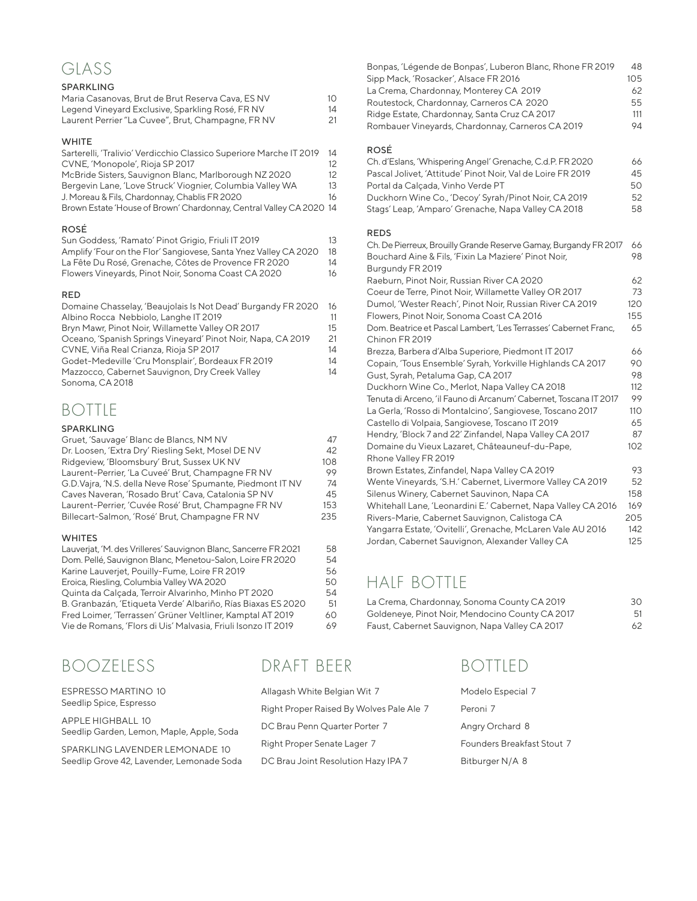# GLASS

### SPARKLING

| | |
|---|---|
| Maria Casanovas, Brut de Brut Reserva Cava, ES NV | 10 |
| Legend Vineyard Exclusive, Sparkling Rosé, FR NV | 14 |
| Laurent Perrier "La Cuvee", Brut, Champagne, FR NV | 21 |

### WHITE

| | |
|---|---|
| Sarterelli, 'Tralivio' Verdicchio Classico Superiore Marche IT 2019 | 14 |
| CVNE, 'Monopole', Rioja SP 2017 | 12 |
| McBride Sisters, Sauvignon Blanc, Marlborough NZ 2020 | 12 |
| Bergevin Lane, 'Love Struck' Viognier, Columbia Valley WA | 13 |
| J. Moreau & Fils, Chardonnay, Chablis FR 2020 | 16 |
| Brown Estate 'House of Brown' Chardonnay, Central Valley CA 2020 | 14 |

### ROSÉ

| | |
|---|---|
| Sun Goddess, 'Ramato' Pinot Grigio, Friuli IT 2019 | 13 |
| Amplify 'Four on the Flor' Sangiovese, Santa Ynez Valley CA 2020 | 18 |
| La Fête Du Rosé, Grenache, Côtes de Provence FR 2020 | 14 |
| Flowers Vineyards, Pinot Noir, Sonoma Coast CA 2020 | 16 |

### RED

| | |
|---|---|
| Domaine Chasselay, 'Beaujolais Is Not Dead' Burgandy FR 2020 | 16 |
| Albino Rocca Nebbiolo, Langhe IT 2019 | 11 |
| Bryn Mawr, Pinot Noir, Willamette Valley OR 2017 | 15 |
| Oceano, 'Spanish Springs Vineyard' Pinot Noir, Napa, CA 2019 | 21 |
| CVNE, Viña Real Crianza, Rioja SP 2017 | 14 |
| Godet-Medeville 'Cru Monsplair', Bordeaux FR 2019 | 14 |
| Mazzocco, Cabernet Sauvignon, Dry Creek Valley Sonoma, CA 2018 | 14 |

# BOTTLE

### SPARKLING

| | |
|---|---|
| Gruet, 'Sauvage' Blanc de Blancs, NM NV | 47 |
| Dr. Loosen, 'Extra Dry' Riesling Sekt, Mosel DE NV | 42 |
| Ridgeview, 'Bloomsbury' Brut, Sussex UK NV | 108 |
| Laurent-Perrier, 'La Cuveé' Brut, Champagne FR NV | 99 |
| G.D.Vajra, 'N.S. della Neve Rose' Spumante, Piedmont IT NV | 74 |
| Caves Naveran, 'Rosado Brut' Cava, Catalonia SP NV | 45 |
| Laurent-Perrier, 'Cuvée Rosé' Brut, Champagne FR NV | 153 |
| Billecart-Salmon, 'Rosé' Brut, Champagne FR NV | 235 |

### WHITES

| | |
|---|---|
| Lauverjat, 'M. des Vrilleres' Sauvignon Blanc, Sancerre FR 2021 | 58 |
| Dom. Pellé, Sauvignon Blanc, Menetou-Salon, Loire FR 2020 | 54 |
| Karine Lauverjet, Pouilly-Fume, Loire FR 2019 | 56 |
| Eroica, Riesling, Columbia Valley WA 2020 | 50 |
| Quinta da Calçada, Terroir Alvarinho, Minho PT 2020 | 54 |
| B. Granbazán, 'Etiqueta Verde' Albariño, Rías Biaxas ES 2020 | 51 |
| Fred Loimer, 'Terrassen' Grüner Veltliner, Kamptal AT 2019 | 60 |
| Vie de Romans, 'Flors di Uis' Malvasia, Friuli Isonzo IT 2019 | 69 |
| Bonpas, 'Légende de Bonpas', Luberon Blanc, Rhone FR 2019 | 48 |
| Sipp Mack, 'Rosacker', Alsace FR 2016 | 105 |
| La Crema, Chardonnay, Monterey CA 2019 | 62 |
| Routestock, Chardonnay, Carneros CA 2020 | 55 |
| Ridge Estate, Chardonnay, Santa Cruz CA 2017 | 111 |
| Rombauer Vineyards, Chardonnay, Carneros CA 2019 | 94 |

### ROSÉ

| | |
|---|---|
| Ch. d'Eslans, 'Whispering Angel' Grenache, C.d.P. FR 2020 | 66 |
| Pascal Jolivet, 'Attitude' Pinot Noir, Val de Loire FR 2019 | 45 |
| Portal da Calçada, Vinho Verde PT | 50 |
| Duckhorn Wine Co., 'Decoy' Syrah/Pinot Noir, CA 2019 | 52 |
| Stags' Leap, 'Amparo' Grenache, Napa Valley CA 2018 | 58 |

### REDS

| | |
|---|---|
| Ch. De Pierreux, Brouilly Grande Reserve Gamay, Burgandy FR 2017 | 66 |
| Bouchard Aine & Fils, 'Fixin La Maziere' Pinot Noir, Burgundy FR 2019 | 98 |
| Raeburn, Pinot Noir, Russian River CA 2020 | 62 |
| Coeur de Terre, Pinot Noir, Willamette Valley OR 2017 | 73 |
| Dumol, 'Wester Reach', Pinot Noir, Russian River CA 2019 | 120 |
| Flowers, Pinot Noir, Sonoma Coast CA 2016 | 155 |
| Dom. Beatrice et Pascal Lambert, 'Les Terrasses' Cabernet Franc, Chinon FR 2019 | 65 |
| Brezza, Barbera d'Alba Superiore, Piedmont IT 2017 | 66 |
| Copain, 'Tous Ensemble' Syrah, Yorkville Highlands CA 2017 | 90 |
| Gust, Syrah, Petaluma Gap, CA 2017 | 98 |
| Duckhorn Wine Co., Merlot, Napa Valley CA 2018 | 112 |
| Tenuta di Arceno, 'il Fauno di Arcanum' Cabernet, Toscana IT 2017 | 99 |
| La Gerla, 'Rosso di Montalcino', Sangiovese, Toscano 2017 | 110 |
| Castello di Volpaia, Sangiovese, Toscano IT 2019 | 65 |
| Hendry, 'Block 7 and 22' Zinfandel, Napa Valley CA 2017 | 87 |
| Domaine du Vieux Lazaret, Châteauneuf-du-Pape, Rhone Valley FR 2019 | 102 |
| Brown Estates, Zinfandel, Napa Valley CA 2019 | 93 |
| Wente Vineyards, 'S.H.' Cabernet, Livermore Valley CA 2019 | 52 |
| Silenus Winery, Cabernet Sauvinon, Napa CA | 158 |
| Whitehall Lane, 'Leonardini E.' Cabernet, Napa Valley CA 2016 | 169 |
| Rivers-Marie, Cabernet Sauvignon, Calistoga CA | 205 |
| Yangarra Estate, 'Ovitelli', Grenache, McLaren Vale AU 2016 | 142 |
| Jordan, Cabernet Sauvignon, Alexander Valley CA | 125 |

# HALF BOTTLE

| | |
|---|---|
| La Crema, Chardonnay, Sonoma County CA 2019 | 30 |
| Goldeneye, Pinot Noir, Mendocino County CA 2017 | 51 |
| Faust, Cabernet Sauvignon, Napa Valley CA 2017 | 62 |

# BOOZELESS

ESPRESSO MARTINI 10
Seedlip Spice, Espresso

APPLE HIGHBALL 10
Seedlip Garden, Lemon, Maple, Apple, Soda

SPARKLING LAVENDER LEMONADE 10
Seedlip Grove 42, Lavender, Lemonade Soda

# DRAFT BEER

Allagash White Belgian Wit 7

Right Proper Raised By Wolves Pale Ale 7

DC Brau Penn Quarter Porter 7

Right Proper Senate Lager 7

DC Brau Joint Resolution Hazy IPA 7

# BOTTLED

Modelo Especial 7

Peroni 7

Angry Orchard 8

Founders Breakfast Stout 7

Bitburger N/A 8